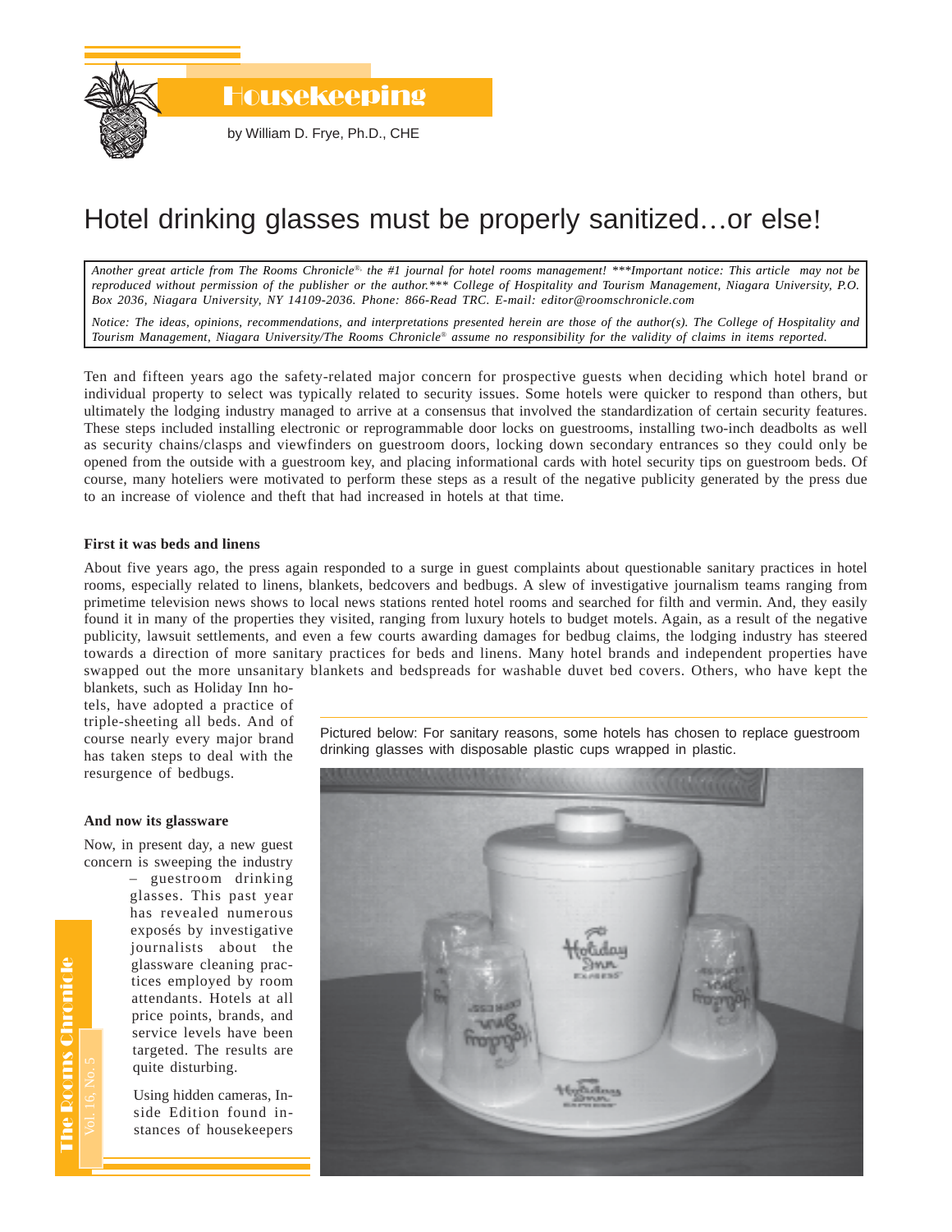# Housekeeping

by William D. Frye, Ph.D., CHE

# Hotel drinking glasses must be properly sanitized…or else!

*Another great article from The Rooms Chronicle®, the #1 journal for hotel rooms management! ***Important notice: This article may not be reproduced without permission of the publisher or the author.*** College of Hospitality and Tourism Management, Niagara University, P.O. Box 2036, Niagara University, NY 14109-2036. Phone: 866-Read TRC. E-mail: editor@roomschronicle.com*

*Notice: The ideas, opinions, recommendations, and interpretations presented herein are those of the author(s). The College of Hospitality and Tourism Management, Niagara University/The Rooms Chronicle® assume no responsibility for the validity of claims in items reported.*

Ten and fifteen years ago the safety-related major concern for prospective guests when deciding which hotel brand or individual property to select was typically related to security issues. Some hotels were quicker to respond than others, but ultimately the lodging industry managed to arrive at a consensus that involved the standardization of certain security features. These steps included installing electronic or reprogrammable door locks on guestrooms, installing two-inch deadbolts as well as security chains/clasps and viewfinders on guestroom doors, locking down secondary entrances so they could only be opened from the outside with a guestroom key, and placing informational cards with hotel security tips on guestroom beds. Of course, many hoteliers were motivated to perform these steps as a result of the negative publicity generated by the press due to an increase of violence and theft that had increased in hotels at that time.

### First it was beds and linens

About five years ago, the press again responded to a surge in guest complaints about questionable sanitary practices in hotel rooms, especially related to linens, blankets, bedcovers and bedbugs. A slew of investigative journalism teams ranging from primetime television news shows to local news stations rented hotel rooms and searched for filth and vermin. And, they easily found it in many of the properties they visited, ranging from luxury hotels to budget motels. Again, as a result of the negative publicity, lawsuit settlements, and even a few courts awarding damages for bedbug claims, the lodging industry has steered towards a direction of more sanitary practices for beds and linens. Many hotel brands and independent properties have swapped out the more unsanitary blankets and bedspreads for washable duvet bed covers. Others, who have kept the blankets, such as Holiday Inn hotels, have adopted a practice of triple-sheeting all beds. And of course nearly every major brand has taken steps to deal with the resurgence of bedbugs.

### And now its glassware

Now, in present day, a new guest concern is sweeping the industry – guestroom drinking glasses. This past year has revealed numerous exposés by investigative journalists about the glassware cleaning practices employed by room attendants. Hotels at all price points, brands, and service levels have been targeted. The results are quite disturbing.

Using hidden cameras, Inside Edition found instances of housekeepers

Pictured below: For sanitary reasons, some hotels has chosen to replace guestroom drinking glasses with disposable plastic cups wrapped in plastic.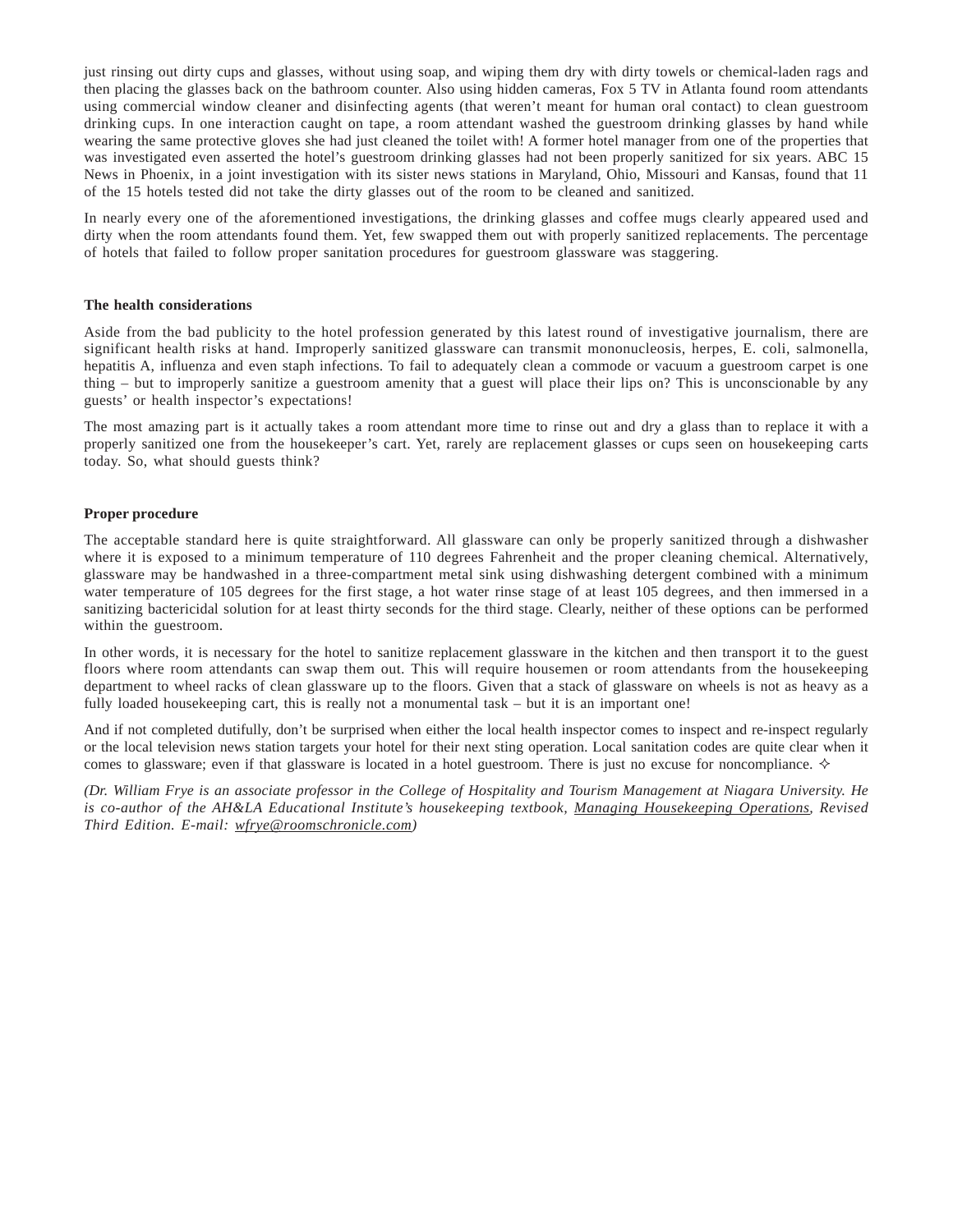just rinsing out dirty cups and glasses, without using soap, and wiping them dry with dirty towels or chemical-laden rags and then placing the glasses back on the bathroom counter. Also using hidden cameras, Fox 5 TV in Atlanta found room attendants using commercial window cleaner and disinfecting agents (that weren't meant for human oral contact) to clean guestroom drinking cups. In one interaction caught on tape, a room attendant washed the guestroom drinking glasses by hand while wearing the same protective gloves she had just cleaned the toilet with! A former hotel manager from one of the properties that was investigated even asserted the hotel's guestroom drinking glasses had not been properly sanitized for six years. ABC 15 News in Phoenix, in a joint investigation with its sister news stations in Maryland, Ohio, Missouri and Kansas, found that 11 of the 15 hotels tested did not take the dirty glasses out of the room to be cleaned and sanitized.

In nearly every one of the aforementioned investigations, the drinking glasses and coffee mugs clearly appeared used and dirty when the room attendants found them. Yet, few swapped them out with properly sanitized replacements. The percentage of hotels that failed to follow proper sanitation procedures for guestroom glassware was staggering.

**The health considerations**

Aside from the bad publicity to the hotel profession generated by this latest round of investigative journalism, there are significant health risks at hand. Improperly sanitized glassware can transmit mononucleosis, herpes, E. coli, salmonella, hepatitis A, influenza and even staph infections. To fail to adequately clean a commode or vacuum a guestroom carpet is one thing – but to improperly sanitize a guestroom amenity that a guest will place their lips on? This is unconscionable by any guests' or health inspector's expectations!

The most amazing part is it actually takes a room attendant more time to rinse out and dry a glass than to replace it with a properly sanitized one from the housekeeper's cart. Yet, rarely are replacement glasses or cups seen on housekeeping carts today. So, what should guests think?

**Proper procedure**

The acceptable standard here is quite straightforward. All glassware can only be properly sanitized through a dishwasher where it is exposed to a minimum temperature of 110 degrees Fahrenheit and the proper cleaning chemical. Alternatively, glassware may be handwashed in a three-compartment metal sink using dishwashing detergent combined with a minimum water temperature of 105 degrees for the first stage, a hot water rinse stage of at least 105 degrees, and then immersed in a sanitizing bactericidal solution for at least thirty seconds for the third stage. Clearly, neither of these options can be performed within the guestroom.

In other words, it is necessary for the hotel to sanitize replacement glassware in the kitchen and then transport it to the guest floors where room attendants can swap them out. This will require housemen or room attendants from the housekeeping department to wheel racks of clean glassware up to the floors. Given that a stack of glassware on wheels is not as heavy as a fully loaded housekeeping cart, this is really not a monumental task – but it is an important one!

And if not completed dutifully, don't be surprised when either the local health inspector comes to inspect and re-inspect regularly or the local television news station targets your hotel for their next sting operation. Local sanitation codes are quite clear when it comes to glassware; even if that glassware is located in a hotel guestroom. There is just no excuse for noncompliance. ✧

*(Dr. William Frye is an associate professor in the College of Hospitality and Tourism Management at Niagara University. He is co-author of the AH&LA Educational Institute's housekeeping textbook, Managing Housekeeping Operations, Revised Third Edition. E-mail: wfrye@roomschronicle.com)*